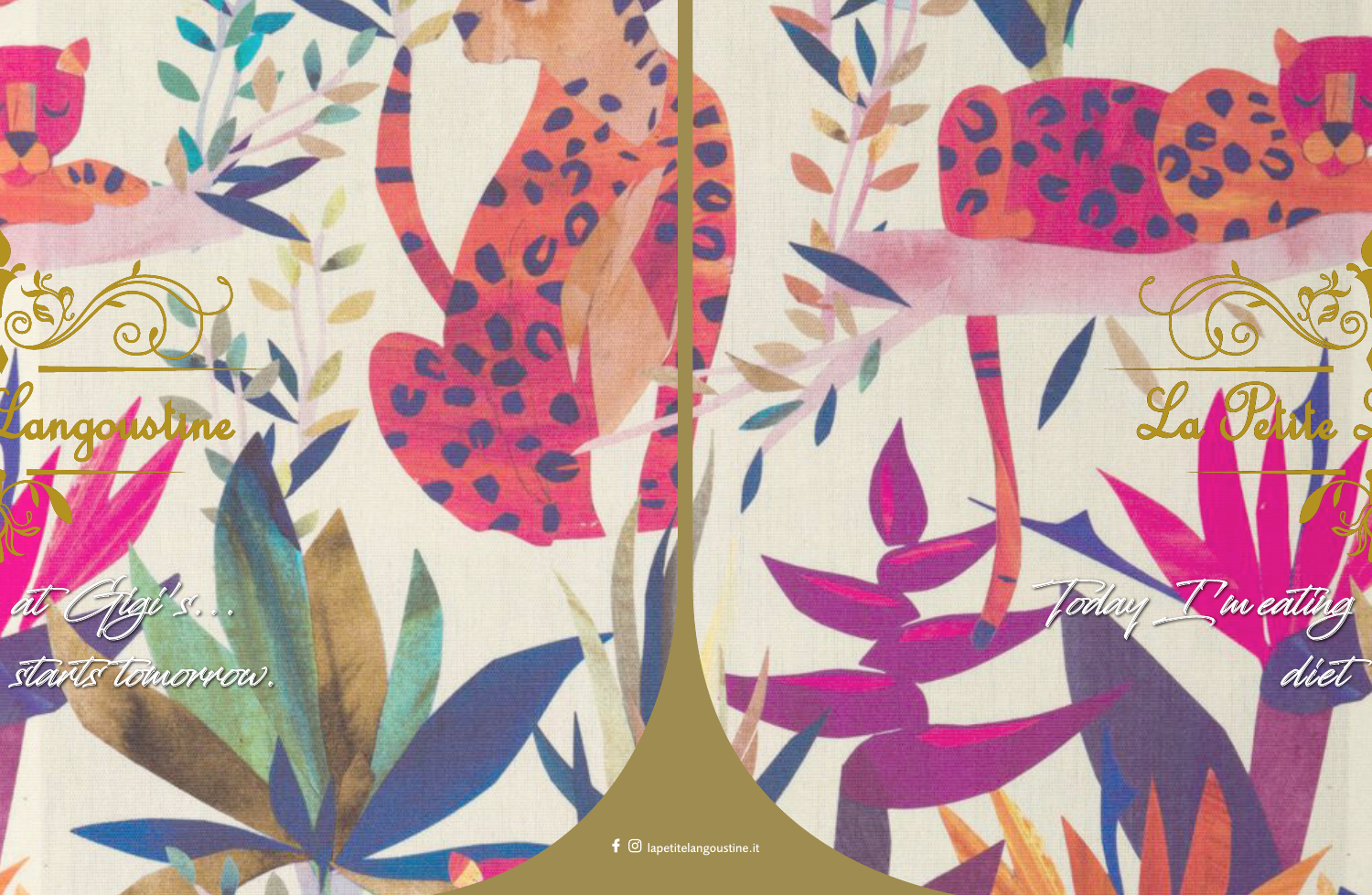Langoustine

at Gigi's...
starts tomorrow.

La Petite

Today I'm eating
diet

lapetitelangoustine.it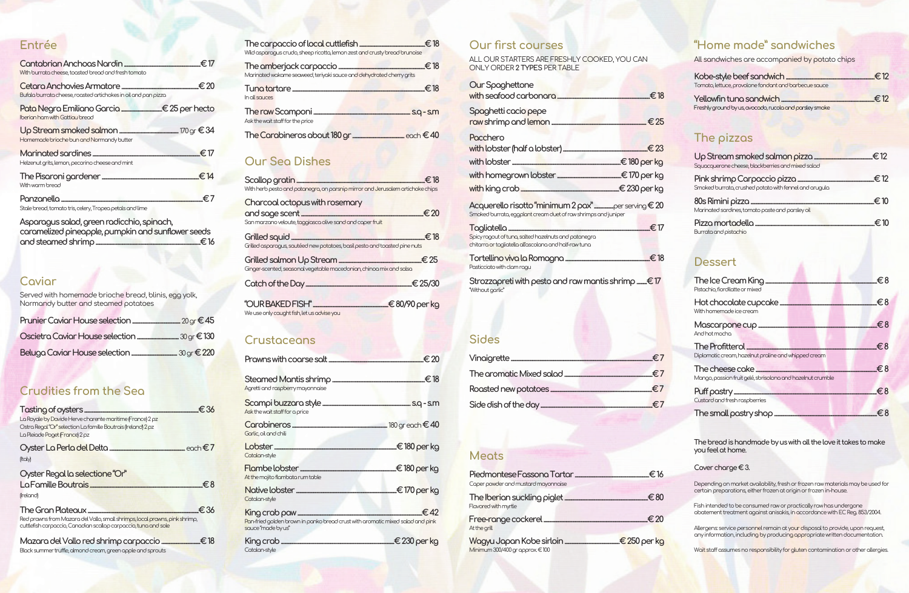## Entrée

**Cantabrian Anchoas Nardin** — € 17
With burrata cheese, toasted bread and fresh tomato

**Cetara Anchovies Armatore** — € 20
Bufala burrata cheese, roasted artichokes in oil and pan pizza

**Pata Negra Emiliano Garcia** — € 25 per hecto
Iberian ham with Gattiau bread

**Up Stream smoked salmon** — 170 gr € 34
Homemade brioche bun and Normandy butter

**Marinated sardines** — € 17
Helzenut grits, lemon, pecorino cheese and mint

**The Pisaroni gardener** — € 14
With warm bread

**Panzanella** — € 7
Stale bread, tomato tris, celery, Tropea petals and lime

**Asparagus salad, green radicchio, spinach, caramelized pineapple, pumpkin and sunflower seeds and steamed shrimp** — € 16

## Caviar

Served with homemade brioche bread, blinis, egg yolk, Normandy butter and steamed potatoes

**Prunier Caviar House selection** — 20 gr € 45

**Oscietra Caviar House selection** — 30 gr € 130

**Beluga Caviar House selection** — 30 gr € 220

## Crudities from the Sea

**Tasting of oysters** — € 36
La Royale by Davide Herve charente maritime (France) 2 pz
Ostra Regal "Or" selection La famille Boutrais (Ireland) 2 pz
La Pleiade Poget (France) 2 pz

**Oyster La Perla del Delta** — each € 7
(Italy)

**Oyster Regal la selection "Or" La Famille Boutrais** — € 8
(Ireland)

**The Gran Plateaux** — € 36
Red prawns from Mazara del Vallo, small shrimps, local prawns, pink shrimp, cuttlefish carpaccio, Canadian scallop carpaccio, tuna and sole

**Mazara del Vallo red shrimp carpaccio** — € 18
Black summer truffle, almond cream, green apple and sprouts

**The carpaccio of local cuttlefish** — € 18
Wild asparagus crudo, sheep ricotta, lemon zest and crusty bread brunoise

**The amberjack carpaccio** — € 18
Marinated wakame seaweed, teriyaki sauce and dehydrated cherry grits

**Tuna tartare** — € 18
In all sauces

**The raw Scamponi** — s.q - s.m
Ask the wait staff for the price

**The Carabineros about 180 gr** — each € 40

## Our Sea Dishes

**Scallop gratin** — € 18
With herb pesto and patanegra, on parsnip mirror and Jerusalem artichoke chips

**Charcoal octopus with rosemary and sage scent** — € 20
San marzano veloute, taggiasca olive sand and caper fruit

**Grilled squid** — € 18
Grilled asparagus, sautéed new potatoes, basil pesto and toasted pine nuts

**Grilled salmon Up Stream** — € 25
Ginger-scented, seasonal vegetable macedonian, chinoa mix and salsa

**Catch of the Day** — € 25/30

**"OUR BAKED FISH"** — € 80/90 per kg
We use only caught fish, let us advise you

## Crustaceans

**Prawns with coarse salt** — € 20

**Steamed Mantis shrimp** — € 18
Agretti and raspberry mayonnaise

**Scampi buzzara style** — s.q - s.m
Ask the wait staff for a price

**Carabineros** — 180 gr each € 40
Garlic, oil and chili

**Lobster** — € 180 per kg
Catalan-style

**Flambe lobster** — € 180 per kg
At the mojito flambata rum table

**Native lobster** — € 170 per kg
Catalan-style

**King crab paw** — € 42
Pan-fried golden brown in panko bread crust with aromatic mixed salad and pink sauce "made by us"

**King crab** — € 230 per kg
Catalan-style

## Our first courses

ALL OUR STARTERS ARE FRESHLY COOKED, YOU CAN ONLY ORDER 2 TYPES PER TABLE

**Our Spaghettone with seafood carbonara** — € 18

**Spaghetti cacio pepe raw shrimp and lemon** — € 25

**Pacchero**
- with lobster (half a lobster) — € 23
- with lobster — € 180 per kg
- with homegrown lobster — € 170 per kg
- with king crab — € 230 per kg

**Acquerello risotto "minimum 2 pax"** — per serving € 20
Smoked burrata, eggplant cream duet of raw shrimps and juniper

**Tagliatella** — € 17
Spicy ragout of tuna, salted hazelnuts and patanegra chitarra or tagliatella alla scolana and half-raw tuna

**Tortellino viva la Romagna** — € 18
Pasticciato with clam ragu

**Strozzapreti with pesto and raw mantis shrimp** — € 17
"Without garlic"

## Sides

**Vinaigrette** — € 7

**The aromatic Mixed salad** — € 7

**Roasted new potatoes** — € 7

**Side dish of the day** — € 7

## Meats

**Piedmontese Fassona Tartar** — € 16
Caper powder and mustard mayonnaise

**The Iberian suckling piglet** — € 80
Flavored with myrtle

**Free-range cockerel** — € 20
At the grill

**Wagyu Japan Kobe sirloin** — € 250 per kg
Minimum 300/400 gr approx. € 100

## "Home made" sandwiches

All sandwiches are accompanied by potato chips

**Kobe-style beef sandwich** — € 12
Tomato, lettuce, provolone fondant and barbecue sauce

**Yellowfin tuna sandwich** — € 12
Freshly ground by us, avocado, rucola and parsley smoke

## The pizzas

**Up Stream smoked salmon pizza** — € 12
Squacquerone cheese, blackberries and mixed salad

**Pink shrimp Carpaccio pizza** — € 12
Smoked burrata, crushed potato with fennel and arugula

**80s Rimini pizza** — € 10
Marinated sardines, tomato paste and parsley oil

**Pizza mortadella** — € 10
Burrata and pistachio

## Dessert

**The Ice Cream King** — € 8
Pistachio, fiordilatte or mixed

**Hot chocolate cupcake** — € 8
With homemade ice cream

**Mascarpone cup** — € 8
And hot mocha

**The Profitterol** — € 8
Diplomatic cream, hazelnut praline and whipped cream

**The cheese cake** — € 8
Mango, passion fruit gelé, sbrisolona and hazelnut crumble

**Puff pastry** — € 8
Custard and fresh raspberries

**The small pastry shop** — € 8

The bread is handmade by us with all the love it takes to make you feel at home.

Cover charge € 3.

Depending on market availability, fresh or frozen raw materials may be used for certain preparations, either frozen at origin or frozen in-house.

Fish intended to be consumed raw or practically raw has undergone abatement treatment against anisakis, in accordance with EC Reg. 853/2004.

Allergens: service personnel remain at your disposal to provide, upon request, any information, including by producing appropriate written documentation.

Wait staff assumes no responsibility for gluten contamination or other allergies.